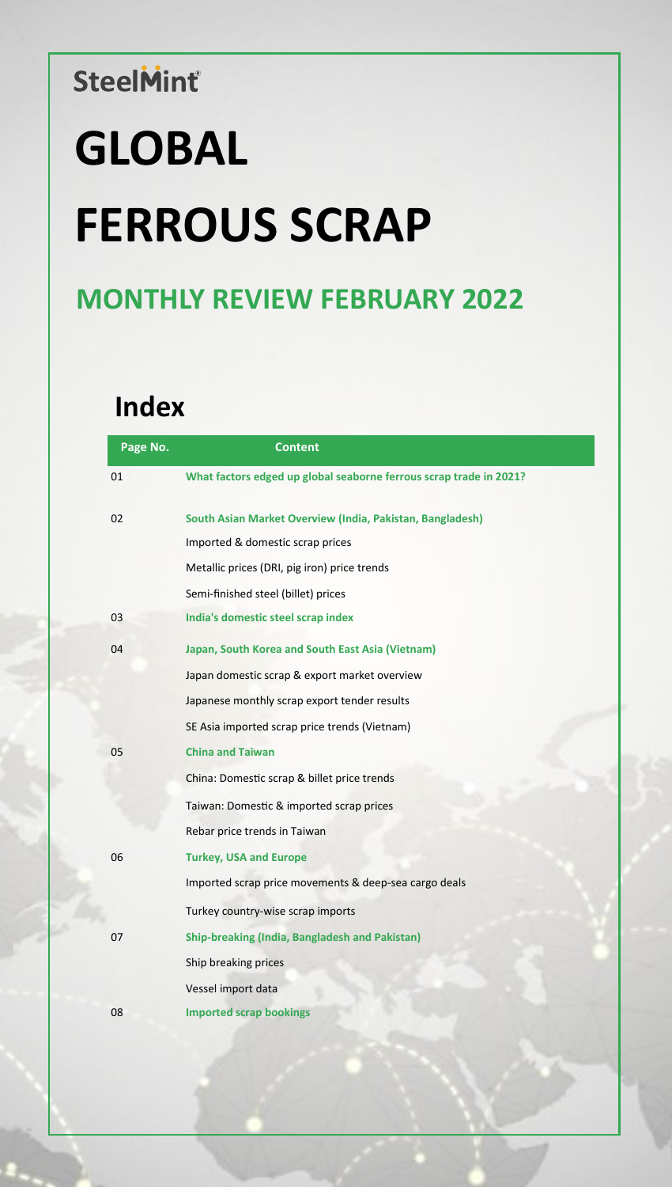SteelMint®

# GLOBAL FERROUS SCRAP

## MONTHLY REVIEW FEBRUARY 2022

## Index

| Page No. | Content |
|---|---|
| 01 | **What factors edged up global seaborne ferrous scrap trade in 2021?** |
| 02 | **South Asian Market Overview (India, Pakistan, Bangladesh)** |
| | Imported & domestic scrap prices |
| | Metallic prices (DRI, pig iron) price trends |
| | Semi-finished steel (billet) prices |
| 03 | **India's domestic steel scrap index** |
| 04 | **Japan, South Korea and South East Asia (Vietnam)** |
| | Japan domestic scrap & export market overview |
| | Japanese monthly scrap export tender results |
| | SE Asia imported scrap price trends (Vietnam) |
| 05 | **China and Taiwan** |
| | China: Domestic scrap & billet price trends |
| | Taiwan: Domestic & imported scrap prices |
| | Rebar price trends in Taiwan |
| 06 | **Turkey, USA and Europe** |
| | Imported scrap price movements & deep-sea cargo deals |
| | Turkey country-wise scrap imports |
| 07 | **Ship-breaking (India, Bangladesh and Pakistan)** |
| | Ship breaking prices |
| | Vessel import data |
| 08 | **Imported scrap bookings** |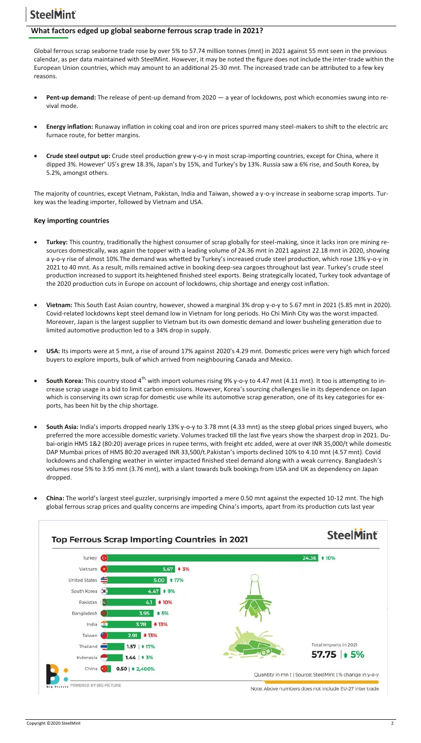## What factors edged up global seaborne ferrous scrap trade in 2021?

Global ferrous scrap seaborne trade rose by over 5% to 57.74 million tonnes (mnt) in 2021 against 55 mnt seen in the previous calendar, as per data maintained with SteelMint. However, it may be noted the figure does not include the inter-trade within the European Union countries, which may amount to an additional 25-30 mnt. The increased trade can be attributed to a few key reasons.

- **Pent-up demand:** The release of pent-up demand from 2020 — a year of lockdowns, post which economies swung into revival mode.

- **Energy inflation:** Runaway inflation in coking coal and iron ore prices spurred many steel-makers to shift to the electric arc furnace route, for better margins.

- **Crude steel output up:** Crude steel production grew y-o-y in most scrap-importing countries, except for China, where it dipped 3%. However' US's grew 18.3%, Japan's by 15%, and Turkey's by 13%. Russia saw a 6% rise, and South Korea, by 5.2%, amongst others.

The majority of countries, except Vietnam, Pakistan, India and Taiwan, showed a y-o-y increase in seaborne scrap imports. Turkey was the leading importer, followed by Vietnam and USA.

### Key importing countries

- **Turkey:** This country, traditionally the highest consumer of scrap globally for steel-making, since it lacks iron ore mining resources domestically, was again the topper with a leading volume of 24.36 mnt in 2021 against 22.18 mnt in 2020, showing a y-o-y rise of almost 10%.The demand was whetted by Turkey's increased crude steel production, which rose 13% y-o-y in 2021 to 40 mnt. As a result, mills remained active in booking deep-sea cargoes throughout last year. Turkey's crude steel production increased to support its heightened finished steel exports. Being strategically located, Turkey took advantage of the 2020 production cuts in Europe on account of lockdowns, chip shortage and energy cost inflation.

- **Vietnam:** This South East Asian country, however, showed a marginal 3% drop y-o-y to 5.67 mnt in 2021 (5.85 mnt in 2020). Covid-related lockdowns kept steel demand low in Vietnam for long periods. Ho Chi Minh City was the worst impacted. Moreover, Japan is the largest supplier to Vietnam but its own domestic demand and lower busheling generation due to limited automotive production led to a 34% drop in supply.

- **USA:** Its imports were at 5 mnt, a rise of around 17% against 2020's 4.29 mnt. Domestic prices were very high which forced buyers to explore imports, bulk of which arrived from neighbouring Canada and Mexico.

- **South Korea:** This country stood 4th with import volumes rising 9% y-o-y to 4.47 mnt (4.11 mnt). It too is attempting to increase scrap usage in a bid to limit carbon emissions. However, Korea's sourcing challenges lie in its dependence on Japan which is conserving its own scrap for domestic use while its automotive scrap generation, one of its key categories for exports, has been hit by the chip shortage.

- **South Asia:** India's imports dropped nearly 13% y-o-y to 3.78 mnt (4.33 mnt) as the steep global prices singed buyers, who preferred the more accessible domestic variety. Volumes tracked till the last five years show the sharpest drop in 2021. Dubai-origin HMS 1&2 (80:20) average prices in rupee terms, with freight etc added, were at over INR 35,000/t while domestic DAP Mumbai prices of HMS 80:20 averaged INR 33,500/t.Pakistan's imports declined 10% to 4.10 mnt (4.57 mnt). Covid lockdowns and challenging weather in winter impacted finished steel demand along with a weak currency. Bangladesh's volumes rose 5% to 3.95 mnt (3.76 mnt), with a slant towards bulk bookings from USA and UK as dependency on Japan dropped.

- **China:** The world's largest steel guzzler, surprisingly imported a mere 0.50 mnt against the expected 10-12 mnt. The high global ferrous scrap prices and quality concerns are impeding China's imports, apart from its production cuts last year

**Top Ferrous Scrap Importing Countries in 2021**

| Country | Quantity (mn t) | % change y-o-y |
|---|---|---|
| Turkey | 24.36 | ↑ 10% |
| Vietnam | 5.67 | ↓ 3% |
| United States | 5.00 | ↑ 17% |
| South Korea | 4.47 | ↑ 9% |
| Pakistan | 4.1 | ↓ 10% |
| Bangladesh | 3.95 | ↑ 5% |
| India | 3.78 | ↓ 13% |
| Taiwan | 2.91 | ↓ 13% |
| Thailand | 1.57 | ↑ 17% |
| Indonesia | 1.44 | ↑ 3% |
| China | 0.50 | ↑ 2,400% |

Total Imports in 2021: 57.75 ↑ 5%

Quantity in mn t | Source: SteelMint | % change in y-o-y

Note: Above numbers does not include EU-27 inter trade

POWERED BY BIG PICTURE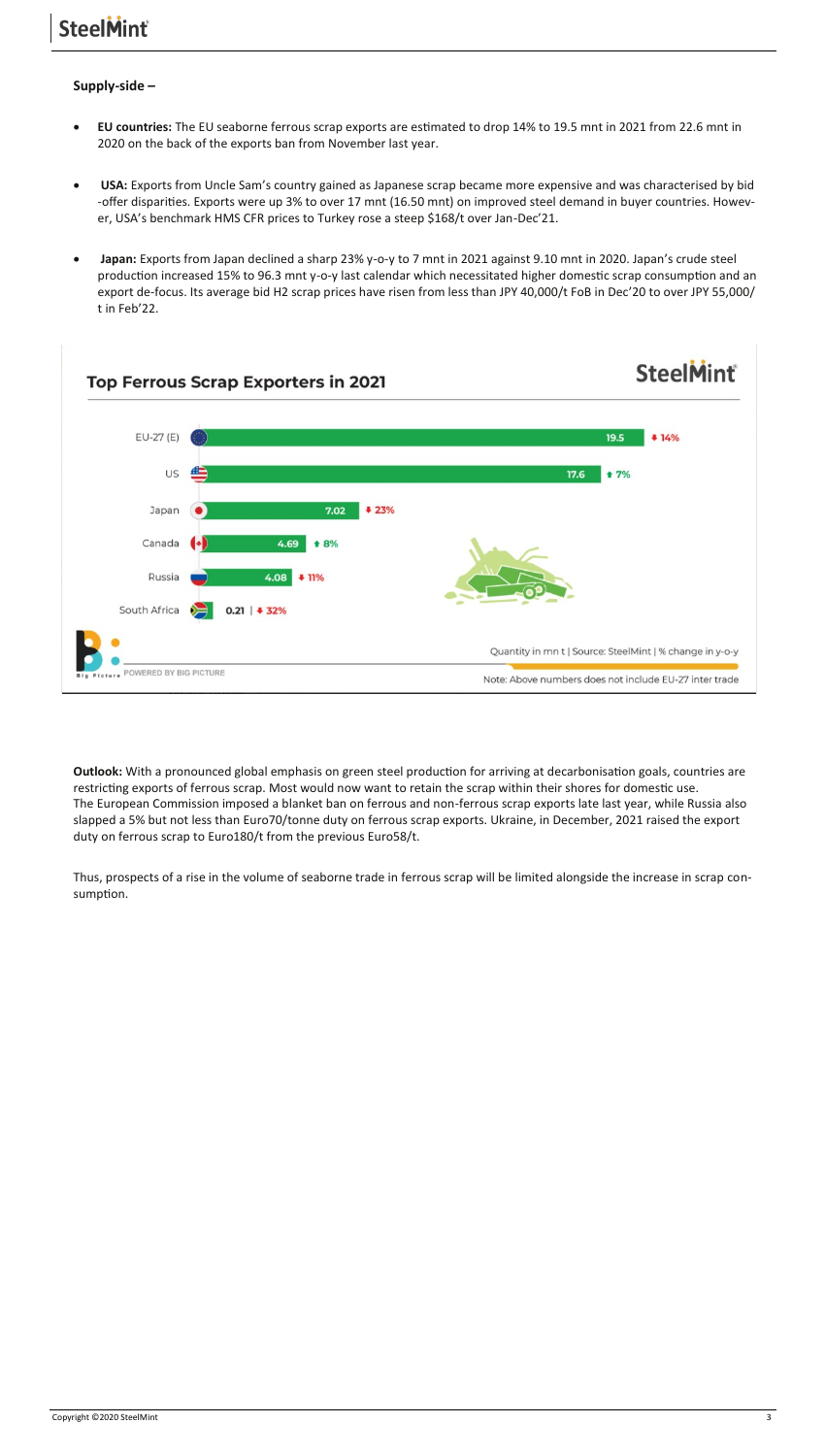**Supply-side –**

- **EU countries:** The EU seaborne ferrous scrap exports are estimated to drop 14% to 19.5 mnt in 2021 from 22.6 mnt in 2020 on the back of the exports ban from November last year.

- **USA:** Exports from Uncle Sam's country gained as Japanese scrap became more expensive and was characterised by bid -offer disparities. Exports were up 3% to over 17 mnt (16.50 mnt) on improved steel demand in buyer countries. However, USA's benchmark HMS CFR prices to Turkey rose a steep $168/t over Jan-Dec'21.

- **Japan:** Exports from Japan declined a sharp 23% y-o-y to 7 mnt in 2021 against 9.10 mnt in 2020. Japan's crude steel production increased 15% to 96.3 mnt y-o-y last calendar which necessitated higher domestic scrap consumption and an export de-focus. Its average bid H2 scrap prices have risen from less than JPY 40,000/t FoB in Dec'20 to over JPY 55,000/t in Feb'22.

**Top Ferrous Scrap Exporters in 2021**

| Country | Quantity (mn t) | % change y-o-y |
|---|---|---|
| EU-27 (E) | 19.5 | ↓ 14% |
| US | 17.6 | ↑ 7% |
| Japan | 7.02 | ↓ 23% |
| Canada | 4.69 | ↑ 8% |
| Russia | 4.08 | ↓ 11% |
| South Africa | 0.21 | ↓ 32% |

Quantity in mn t | Source: SteelMint | % change in y-o-y

Note: Above numbers does not include EU-27 inter trade

**Outlook:** With a pronounced global emphasis on green steel production for arriving at decarbonisation goals, countries are restricting exports of ferrous scrap. Most would now want to retain the scrap within their shores for domestic use. The European Commission imposed a blanket ban on ferrous and non-ferrous scrap exports late last year, while Russia also slapped a 5% but not less than Euro70/tonne duty on ferrous scrap exports. Ukraine, in December, 2021 raised the export duty on ferrous scrap to Euro180/t from the previous Euro58/t.

Thus, prospects of a rise in the volume of seaborne trade in ferrous scrap will be limited alongside the increase in scrap consumption.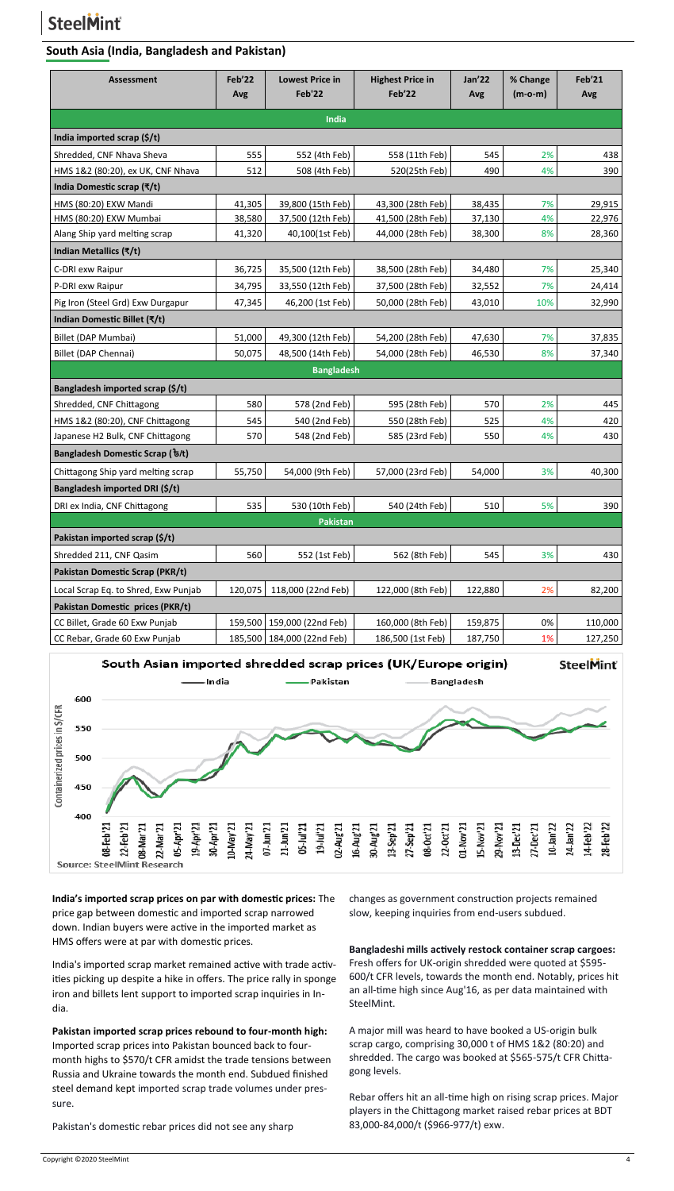## South Asia (India, Bangladesh and Pakistan)

| Assessment | Feb'22 Avg | Lowest Price in Feb'22 | Highest Price in Feb'22 | Jan'22 Avg | % Change (m-o-m) | Feb'21 Avg |
|---|---|---|---|---|---|---|
| **India** | | | | | | |
| **India imported scrap ($/t)** | | | | | | |
| Shredded, CNF Nhava Sheva | 555 | 552 (4th Feb) | 558 (11th Feb) | 545 | 2% | 438 |
| HMS 1&2 (80:20), ex UK, CNF Nhava | 512 | 508 (4th Feb) | 520(25th Feb) | 490 | 4% | 390 |
| **India Domestic scrap (₹/t)** | | | | | | |
| HMS (80:20) EXW Mandi | 41,305 | 39,800 (15th Feb) | 43,300 (28th Feb) | 38,435 | 7% | 29,915 |
| HMS (80:20) EXW Mumbai | 38,580 | 37,500 (12th Feb) | 41,500 (28th Feb) | 37,130 | 4% | 22,976 |
| Alang Ship yard melting scrap | 41,320 | 40,100(1st Feb) | 44,000 (28th Feb) | 38,300 | 8% | 28,360 |
| **Indian Metallics (₹/t)** | | | | | | |
| C-DRI exw Raipur | 36,725 | 35,500 (12th Feb) | 38,500 (28th Feb) | 34,480 | 7% | 25,340 |
| P-DRI exw Raipur | 34,795 | 33,550 (12th Feb) | 37,500 (28th Feb) | 32,552 | 7% | 24,414 |
| Pig Iron (Steel Grd) Exw Durgapur | 47,345 | 46,200 (1st Feb) | 50,000 (28th Feb) | 43,010 | 10% | 32,990 |
| **Indian Domestic Billet (₹/t)** | | | | | | |
| Billet (DAP Mumbai) | 51,000 | 49,300 (12th Feb) | 54,200 (28th Feb) | 47,630 | 7% | 37,835 |
| Billet (DAP Chennai) | 50,075 | 48,500 (14th Feb) | 54,000 (28th Feb) | 46,530 | 8% | 37,340 |
| **Bangladesh** | | | | | | |
| **Bangladesh imported scrap ($/t)** | | | | | | |
| Shredded, CNF Chittagong | 580 | 578 (2nd Feb) | 595 (28th Feb) | 570 | 2% | 445 |
| HMS 1&2 (80:20), CNF Chittagong | 545 | 540 (2nd Feb) | 550 (28th Feb) | 525 | 4% | 420 |
| Japanese H2 Bulk, CNF Chittagong | 570 | 548 (2nd Feb) | 585 (23rd Feb) | 550 | 4% | 430 |
| **Bangladesh Domestic Scrap (৳/t)** | | | | | | |
| Chittagong Ship yard melting scrap | 55,750 | 54,000 (9th Feb) | 57,000 (23rd Feb) | 54,000 | 3% | 40,300 |
| **Bangladesh imported DRI ($/t)** | | | | | | |
| DRI ex India, CNF Chittagong | 535 | 530 (10th Feb) | 540 (24th Feb) | 510 | 5% | 390 |
| **Pakistan** | | | | | | |
| **Pakistan imported scrap ($/t)** | | | | | | |
| Shredded 211, CNF Qasim | 560 | 552 (1st Feb) | 562 (8th Feb) | 545 | 3% | 430 |
| **Pakistan Domestic Scrap (PKR/t)** | | | | | | |
| Local Scrap Eq. to Shred, Exw Punjab | 120,075 | 118,000 (22nd Feb) | 122,000 (8th Feb) | 122,880 | 2% | 82,200 |
| **Pakistan Domestic prices (PKR/t)** | | | | | | |
| CC Billet, Grade 60 Exw Punjab | 159,500 | 159,000 (22nd Feb) | 160,000 (8th Feb) | 159,875 | 0% | 110,000 |
| CC Rebar, Grade 60 Exw Punjab | 185,500 | 184,000 (22nd Feb) | 186,500 (1st Feb) | 187,750 | 1% | 127,250 |

South Asian imported shredded scrap prices (UK/Europe origin)

Source: SteelMint Research

**India's imported scrap prices on par with domestic prices:** The price gap between domestic and imported scrap narrowed down. Indian buyers were active in the imported market as HMS offers were at par with domestic prices.

India's imported scrap market remained active with trade activities picking up despite a hike in offers. The price rally in sponge iron and billets lent support to imported scrap inquiries in India.

**Pakistan imported scrap prices rebound to four-month high:** Imported scrap prices into Pakistan bounced back to four-month highs to $570/t CFR amidst the trade tensions between Russia and Ukraine towards the month end. Subdued finished steel demand kept imported scrap trade volumes under pressure.

Pakistan's domestic rebar prices did not see any sharp changes as government construction projects remained slow, keeping inquiries from end-users subdued.

**Bangladeshi mills actively restock container scrap cargoes:** Fresh offers for UK-origin shredded were quoted at $595-600/t CFR levels, towards the month end. Notably, prices hit an all-time high since Aug'16, as per data maintained with SteelMint.

A major mill was heard to have booked a US-origin bulk scrap cargo, comprising 30,000 t of HMS 1&2 (80:20) and shredded. The cargo was booked at $565-575/t CFR Chittagong levels.

Rebar offers hit an all-time high on rising scrap prices. Major players in the Chittagong market raised rebar prices at BDT 83,000-84,000/t ($966-977/t) exw.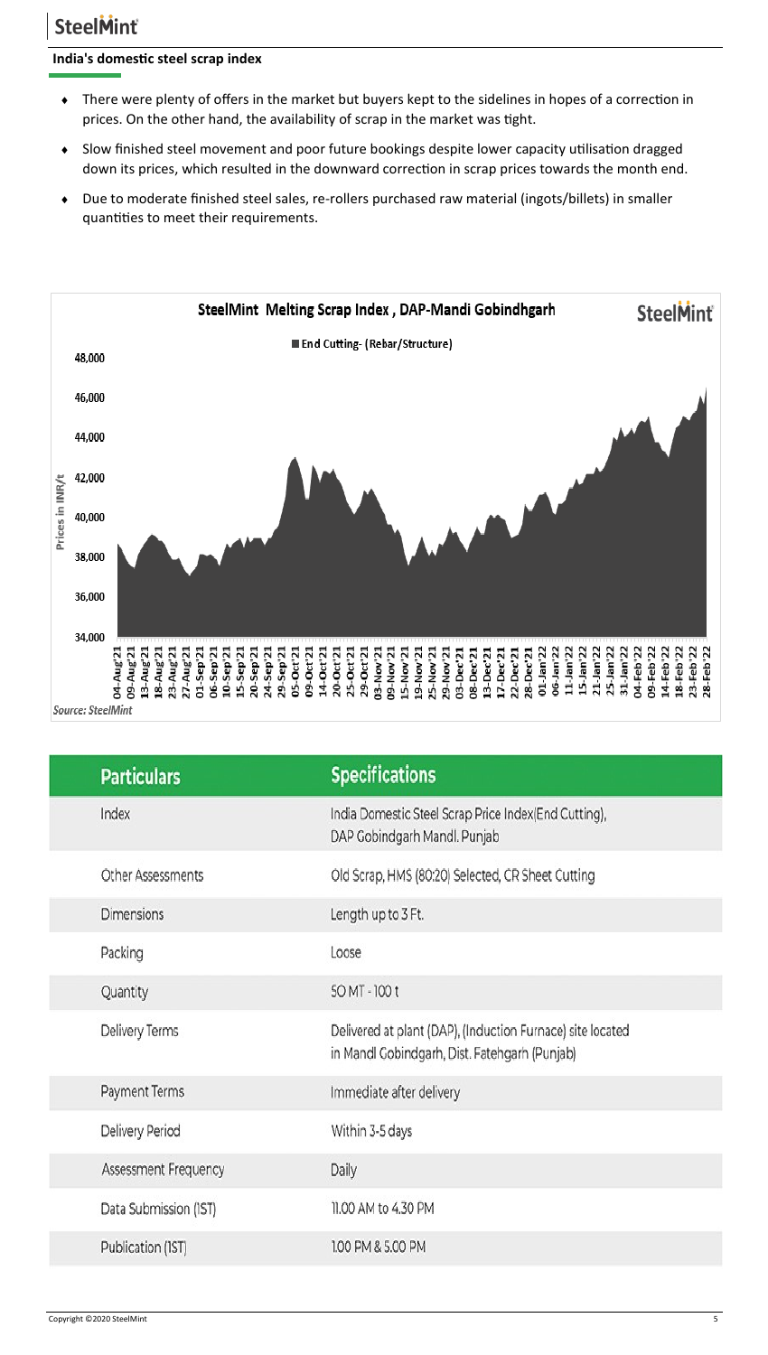## India's domestic steel scrap index

- There were plenty of offers in the market but buyers kept to the sidelines in hopes of a correction in prices. On the other hand, the availability of scrap in the market was tight.
- Slow finished steel movement and poor future bookings despite lower capacity utilisation dragged down its prices, which resulted in the downward correction in scrap prices towards the month end.
- Due to moderate finished steel sales, re-rollers purchased raw material (ingots/billets) in smaller quantities to meet their requirements.

*Source: SteelMint*

| Particulars | Specifications |
|---|---|
| Index | India Domestic Steel Scrap Price Index(End Cutting), DAP Gobindgarh Mandi. Punjab |
| Other Assessments | Old Scrap, HMS (80:20) Selected, CR Sheet Cutting |
| Dimensions | Length up to 3 Ft. |
| Packing | Loose |
| Quantity | 50 MT - 100 t |
| Delivery Terms | Delivered at plant (DAP), (Induction Furnace) site located in Mandi Gobindgarh, Dist. Fatehgarh (Punjab) |
| Payment Terms | Immediate after delivery |
| Delivery Period | Within 3-5 days |
| Assessment Frequency | Daily |
| Data Submission (IST) | 11.00 AM to 4.30 PM |
| Publication (IST) | 1.00 PM & 5.00 PM |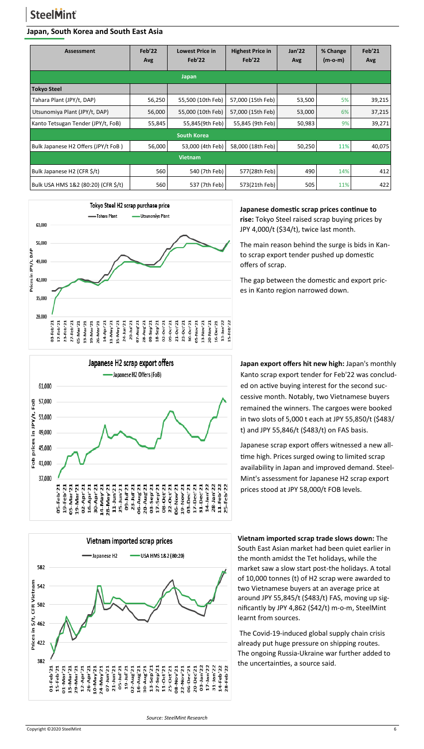## Japan, South Korea and South East Asia

| Assessment | Feb'22 Avg | Lowest Price in Feb'22 | Highest Price in Feb'22 | Jan'22 Avg | % Change (m-o-m) | Feb'21 Avg |
|---|---|---|---|---|---|---|
| **Japan** | | | | | | |
| **Tokyo Steel** | | | | | | |
| Tahara Plant (JPY/t, DAP) | 56,250 | 55,500 (10th Feb) | 57,000 (15th Feb) | 53,500 | 5% | 39,215 |
| Utsunomiya Plant (JPY/t, DAP) | 56,000 | 55,000 (10th Feb) | 57,000 (15th Feb) | 53,000 | 6% | 37,215 |
| Kanto Tetsugan Tender (JPY/t, FoB) | 55,845 | 55,845(9th Feb) | 55,845 (9th Feb) | 50,983 | 9% | 39,271 |
| **South Korea** | | | | | | |
| Bulk Japanese H2 Offers (JPY/t FoB ) | 56,000 | 53,000 (4th Feb) | 58,000 (18th Feb) | 50,250 | 11% | 40,075 |
| **Vietnam** | | | | | | |
| Bulk Japanese H2 (CFR $/t) | 560 | 540 (7th Feb) | 577(28th Feb) | 490 | 14% | 412 |
| Bulk USA HMS 1&2 (80:20) (CFR $/t) | 560 | 537 (7th Feb) | 573(21th Feb) | 505 | 11% | 422 |

**Japanese domestic scrap prices continue to rise:** Tokyo Steel raised scrap buying prices by JPY 4,000/t ($34/t), twice last month.

The main reason behind the surge is bids in Kanto scrap export tender pushed up domestic offers of scrap.

The gap between the domestic and export prices in Kanto region narrowed down.

**Japan export offers hit new high:** Japan's monthly Kanto scrap export tender for Feb'22 was concluded on active buying interest for the second successive month. Notably, two Vietnamese buyers remained the winners. The cargoes were booked in two slots of 5,000 t each at JPY 55,850/t ($483/t) and JPY 55,846/t ($483/t) on FAS basis.

Japanese scrap export offers witnessed a new all-time high. Prices surged owing to limited scrap availability in Japan and improved demand. SteelMint's assessment for Japanese H2 scrap export prices stood at JPY 58,000/t FOB levels.

**Vietnam imported scrap trade slows down:** The South East Asian market had been quiet earlier in the month amidst the Tet holidays, while the market saw a slow start post-the holidays. A total of 10,000 tonnes (t) of H2 scrap were awarded to two Vietnamese buyers at an average price at around JPY 55,845/t ($483/t) FAS, moving up significantly by JPY 4,862 ($42/t) m-o-m, SteelMint learnt from sources.

The Covid-19-induced global supply chain crisis already put huge pressure on shipping routes. The ongoing Russia-Ukraine war further added to the uncertainties, a source said.

*Source: SteelMint Research*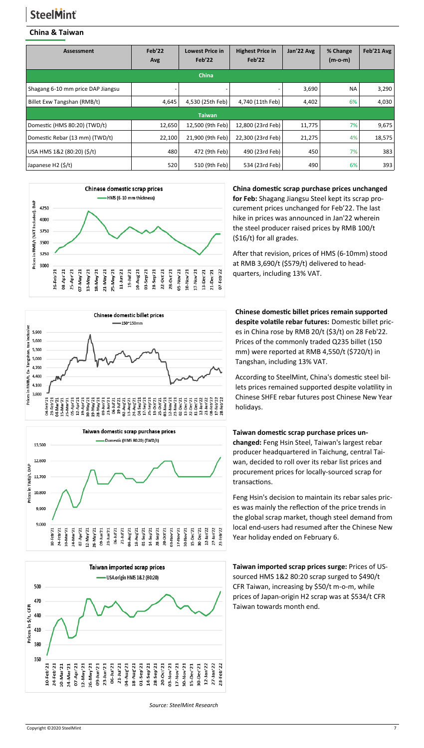## China & Taiwan

| Assessment | Feb'22 Avg | Lowest Price in Feb'22 | Highest Price in Feb'22 | Jan'22 Avg | % Change (m-o-m) | Feb'21 Avg |
|---|---|---|---|---|---|---|
| **China** | | | | | | |
| Shagang 6-10 mm price DAP Jiangsu | - | - | - | 3,690 | NA | 3,290 |
| Billet Exw Tangshan (RMB/t) | 4,645 | 4,530 (25th Feb) | 4,740 (11th Feb) | 4,402 | 6% | 4,030 |
| **Taiwan** | | | | | | |
| Domestic (HMS 80:20) (TWD/t) | 12,650 | 12,500 (9th Feb) | 12,800 (23rd Feb) | 11,775 | 7% | 9,675 |
| Domestic Rebar (13 mm) (TWD/t) | 22,100 | 21,900 (9th Feb) | 22,300 (23rd Feb) | 21,275 | 4% | 18,575 |
| USA HMS 1&2 (80:20) ($/t) | 480 | 472 (9th Feb) | 490 (23rd Feb) | 450 | 7% | 383 |
| Japanese H2 ($/t) | 520 | 510 (9th Feb) | 534 (23rd Feb) | 490 | 6% | 393 |

**China domestic scrap purchase prices unchanged for Feb:** Shagang Jiangsu Steel kept its scrap procurement prices unchanged for Feb'22. The last hike in prices was announced in Jan'22 wherein the steel producer raised prices by RMB 100/t ($16/t) for all grades.

After that revision, prices of HMS (6-10mm) stood at RMB 3,690/t ($579/t) delivered to headquarters, including 13% VAT.

**Chinese domestic billet prices remain supported despite volatile rebar futures:** Domestic billet prices in China rose by RMB 20/t ($3/t) on 28 Feb'22. Prices of the commonly traded Q235 billet (150 mm) were reported at RMB 4,550/t ($720/t) in Tangshan, including 13% VAT.

According to SteelMint, China's domestic steel billets prices remained supported despite volatility in Chinese SHFE rebar futures post Chinese New Year holidays.

**Taiwan domestic scrap purchase prices unchanged:** Feng Hsin Steel, Taiwan's largest rebar producer headquartered in Taichung, central Taiwan, decided to roll over its rebar list prices and procurement prices for locally-sourced scrap for transactions.

Feng Hsin's decision to maintain its rebar sales prices was mainly the reflection of the price trends in the global scrap market, though steel demand from local end-users had resumed after the Chinese New Year holiday ended on February 6.

**Taiwan imported scrap prices surge:** Prices of US-sourced HMS 1&2 80:20 scrap surged to $490/t CFR Taiwan, increasing by $50/t m-o-m, while prices of Japan-origin H2 scrap was at $534/t CFR Taiwan towards month end.

*Source: SteelMint Research*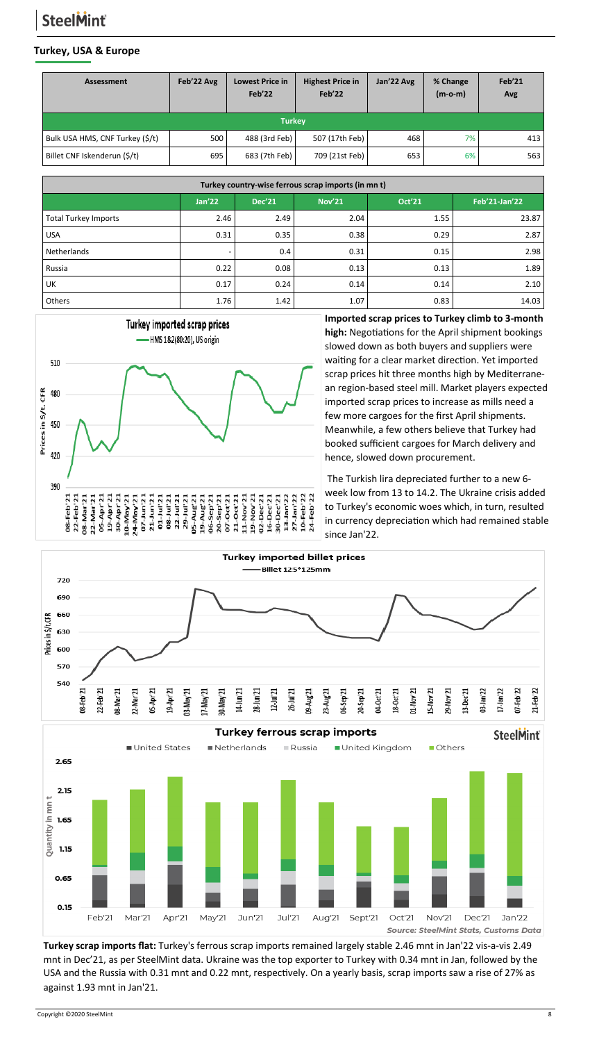## Turkey, USA & Europe

| Assessment | Feb'22 Avg | Lowest Price in Feb'22 | Highest Price in Feb'22 | Jan'22 Avg | % Change (m-o-m) | Feb'21 Avg |
|---|---|---|---|---|---|---|
| **Turkey** | | | | | | |
| Bulk USA HMS, CNF Turkey ($/t) | 500 | 488 (3rd Feb) | 507 (17th Feb) | 468 | 7% | 413 |
| Billet CNF Iskenderun ($/t) | 695 | 683 (7th Feb) | 709 (21st Feb) | 653 | 6% | 563 |

| Turkey country-wise ferrous scrap imports (in mn t) | | | | | |
|---|---|---|---|---|---|
| | Jan'22 | Dec'21 | Nov'21 | Oct'21 | Feb'21-Jan'22 |
| Total Turkey Imports | 2.46 | 2.49 | 2.04 | 1.55 | 23.87 |
| USA | 0.31 | 0.35 | 0.38 | 0.29 | 2.87 |
| Netherlands | - | 0.4 | 0.31 | 0.15 | 2.98 |
| Russia | 0.22 | 0.08 | 0.13 | 0.13 | 1.89 |
| UK | 0.17 | 0.24 | 0.14 | 0.14 | 2.10 |
| Others | 1.76 | 1.42 | 1.07 | 0.83 | 14.03 |

**Imported scrap prices to Turkey climb to 3-month high:** Negotiations for the April shipment bookings slowed down as both buyers and suppliers were waiting for a clear market direction. Yet imported scrap prices hit three months high by Mediterranean region-based steel mill. Market players expected imported scrap prices to increase as mills need a few more cargoes for the first April shipments. Meanwhile, a few others believe that Turkey had booked sufficient cargoes for March delivery and hence, slowed down procurement.

The Turkish lira depreciated further to a new 6-week low from 13 to 14.2. The Ukraine crisis added to Turkey's economic woes which, in turn, resulted in currency depreciation which had remained stable since Jan'22.

Source: SteelMint Stats, Customs Data

**Turkey scrap imports flat:** Turkey's ferrous scrap imports remained largely stable 2.46 mnt in Jan'22 vis-a-vis 2.49 mnt in Dec'21, as per SteelMint data. Ukraine was the top exporter to Turkey with 0.34 mnt in Jan, followed by the USA and the Russia with 0.31 mnt and 0.22 mnt, respectively. On a yearly basis, scrap imports saw a rise of 27% as against 1.93 mnt in Jan'21.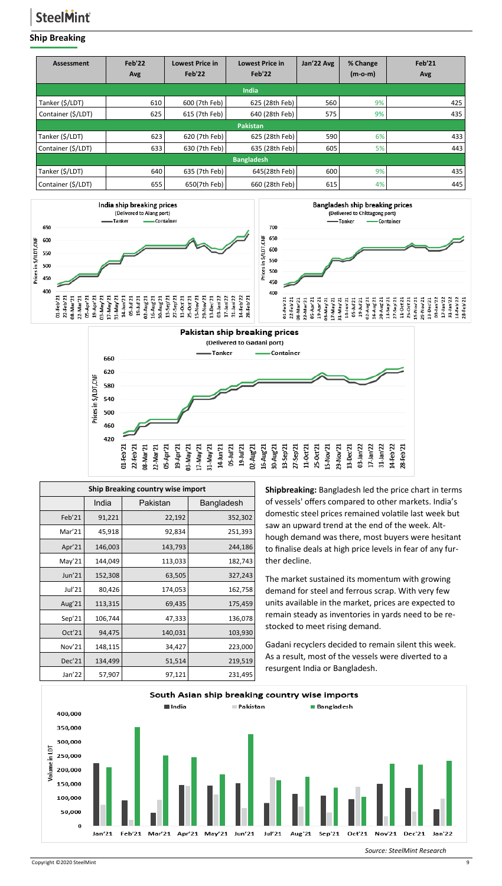## Ship Breaking

| Assessment | Feb'22 Avg | Lowest Price in Feb'22 | Lowest Price in Feb'22 | Jan'22 Avg | % Change (m-o-m) | Feb'21 Avg |
|---|---|---|---|---|---|---|
| **India** | | | | | | |
| Tanker ($/LDT) | 610 | 600 (7th Feb) | 625 (28th Feb) | 560 | 9% | 425 |
| Container ($/LDT) | 625 | 615 (7th Feb) | 640 (28th Feb) | 575 | 9% | 435 |
| **Pakistan** | | | | | | |
| Tanker ($/LDT) | 623 | 620 (7th Feb) | 625 (28th Feb) | 590 | 6% | 433 |
| Container ($/LDT) | 633 | 630 (7th Feb) | 635 (28th Feb) | 605 | 5% | 443 |
| **Bangladesh** | | | | | | |
| Tanker ($/LDT) | 640 | 635 (7th Feb) | 645(28th Feb) | 600 | 9% | 435 |
| Container ($/LDT) | 655 | 650(7th Feb) | 660 (28th Feb) | 615 | 4% | 445 |

| Ship Breaking country wise import | | | |
|---|---|---|---|
| | India | Pakistan | Bangladesh |
| Feb'21 | 91,221 | 22,192 | 352,302 |
| Mar'21 | 45,918 | 92,834 | 251,393 |
| Apr'21 | 146,003 | 143,793 | 244,186 |
| May'21 | 144,049 | 113,033 | 182,743 |
| Jun'21 | 152,308 | 63,505 | 327,243 |
| Jul'21 | 80,426 | 174,053 | 162,758 |
| Aug'21 | 113,315 | 69,435 | 175,459 |
| Sep'21 | 106,744 | 47,333 | 136,078 |
| Oct'21 | 94,475 | 140,031 | 103,930 |
| Nov'21 | 148,115 | 34,427 | 223,000 |
| Dec'21 | 134,499 | 51,514 | 219,519 |
| Jan'22 | 57,907 | 97,121 | 231,495 |

**Shipbreaking:** Bangladesh led the price chart in terms of vessels' offers compared to other markets. India's domestic steel prices remained volatile last week but saw an upward trend at the end of the week. Although demand was there, most buyers were hesitant to finalise deals at high price levels in fear of any further decline.

The market sustained its momentum with growing demand for steel and ferrous scrap. With very few units available in the market, prices are expected to remain steady as inventories in yards need to be restocked to meet rising demand.

Gadani recyclers decided to remain silent this week. As a result, most of the vessels were diverted to a resurgent India or Bangladesh.

*Source: SteelMint Research*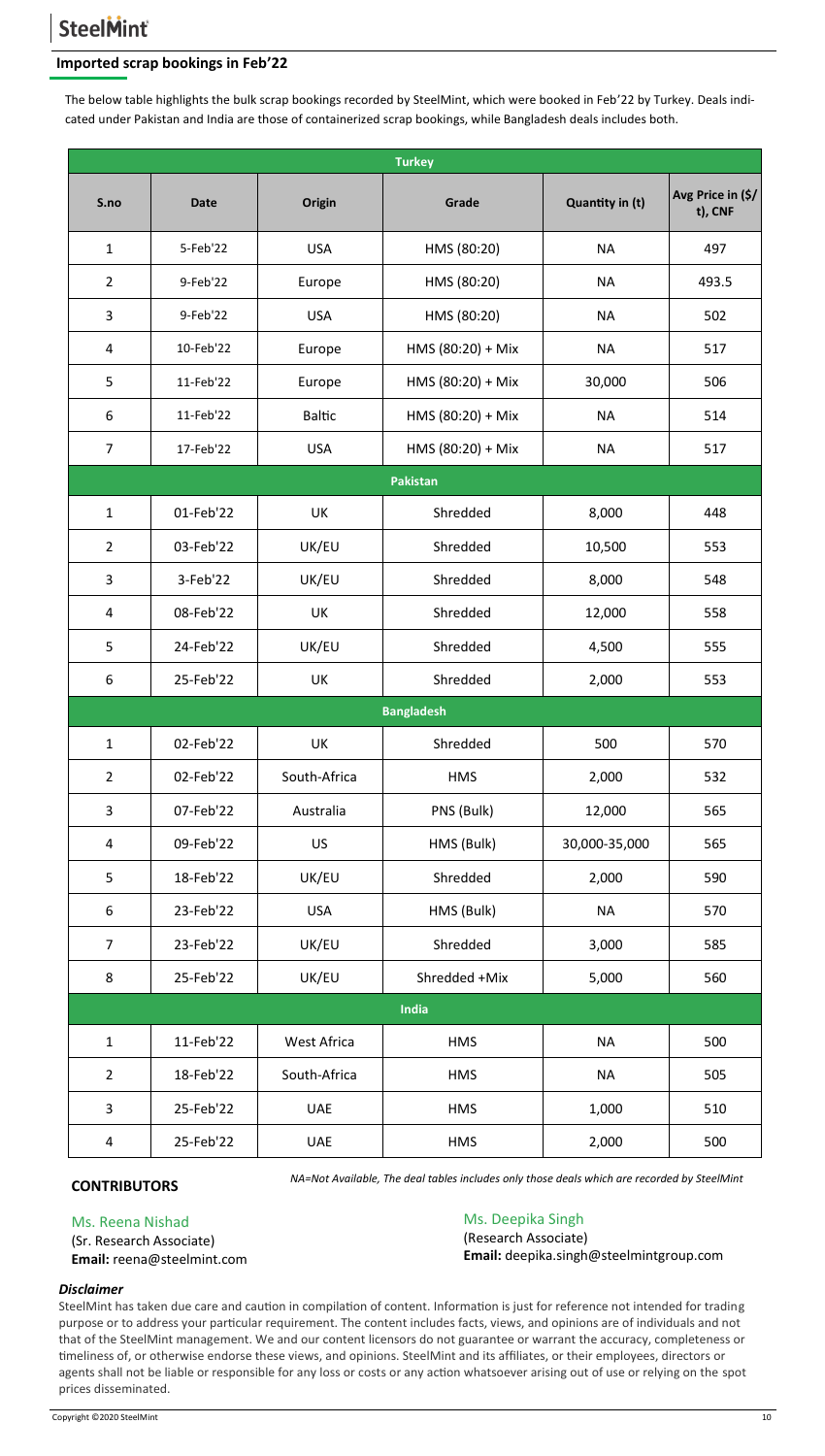## Imported scrap bookings in Feb'22

The below table highlights the bulk scrap bookings recorded by SteelMint, which were booked in Feb'22 by Turkey. Deals indicated under Pakistan and India are those of containerized scrap bookings, while Bangladesh deals includes both.

| S.no | Date | Origin | Grade | Quantity in (t) | Avg Price in ($/t), CNF |
|---|---|---|---|---|---|
| **Turkey** | | | | | |
| 1 | 5-Feb'22 | USA | HMS (80:20) | NA | 497 |
| 2 | 9-Feb'22 | Europe | HMS (80:20) | NA | 493.5 |
| 3 | 9-Feb'22 | USA | HMS (80:20) | NA | 502 |
| 4 | 10-Feb'22 | Europe | HMS (80:20) + Mix | NA | 517 |
| 5 | 11-Feb'22 | Europe | HMS (80:20) + Mix | 30,000 | 506 |
| 6 | 11-Feb'22 | Baltic | HMS (80:20) + Mix | NA | 514 |
| 7 | 17-Feb'22 | USA | HMS (80:20) + Mix | NA | 517 |
| **Pakistan** | | | | | |
| 1 | 01-Feb'22 | UK | Shredded | 8,000 | 448 |
| 2 | 03-Feb'22 | UK/EU | Shredded | 10,500 | 553 |
| 3 | 3-Feb'22 | UK/EU | Shredded | 8,000 | 548 |
| 4 | 08-Feb'22 | UK | Shredded | 12,000 | 558 |
| 5 | 24-Feb'22 | UK/EU | Shredded | 4,500 | 555 |
| 6 | 25-Feb'22 | UK | Shredded | 2,000 | 553 |
| **Bangladesh** | | | | | |
| 1 | 02-Feb'22 | UK | Shredded | 500 | 570 |
| 2 | 02-Feb'22 | South-Africa | HMS | 2,000 | 532 |
| 3 | 07-Feb'22 | Australia | PNS (Bulk) | 12,000 | 565 |
| 4 | 09-Feb'22 | US | HMS (Bulk) | 30,000-35,000 | 565 |
| 5 | 18-Feb'22 | UK/EU | Shredded | 2,000 | 590 |
| 6 | 23-Feb'22 | USA | HMS (Bulk) | NA | 570 |
| 7 | 23-Feb'22 | UK/EU | Shredded | 3,000 | 585 |
| 8 | 25-Feb'22 | UK/EU | Shredded +Mix | 5,000 | 560 |
| **India** | | | | | |
| 1 | 11-Feb'22 | West Africa | HMS | NA | 500 |
| 2 | 18-Feb'22 | South-Africa | HMS | NA | 505 |
| 3 | 25-Feb'22 | UAE | HMS | 1,000 | 510 |
| 4 | 25-Feb'22 | UAE | HMS | 2,000 | 500 |

*NA=Not Available, The deal tables includes only those deals which are recorded by SteelMint*

### CONTRIBUTORS

Ms. Reena Nishad
(Sr. Research Associate)
**Email:** reena@steelmint.com

Ms. Deepika Singh
(Research Associate)
**Email:** deepika.singh@steelmintgroup.com

***Disclaimer***

SteelMint has taken due care and caution in compilation of content. Information is just for reference not intended for trading purpose or to address your particular requirement. The content includes facts, views, and opinions are of individuals and not that of the SteelMint management. We and our content licensors do not guarantee or warrant the accuracy, completeness or timeliness of, or otherwise endorse these views, and opinions. SteelMint and its affiliates, or their employees, directors or agents shall not be liable or responsible for any loss or costs or any action whatsoever arising out of use or relying on the spot prices disseminated.